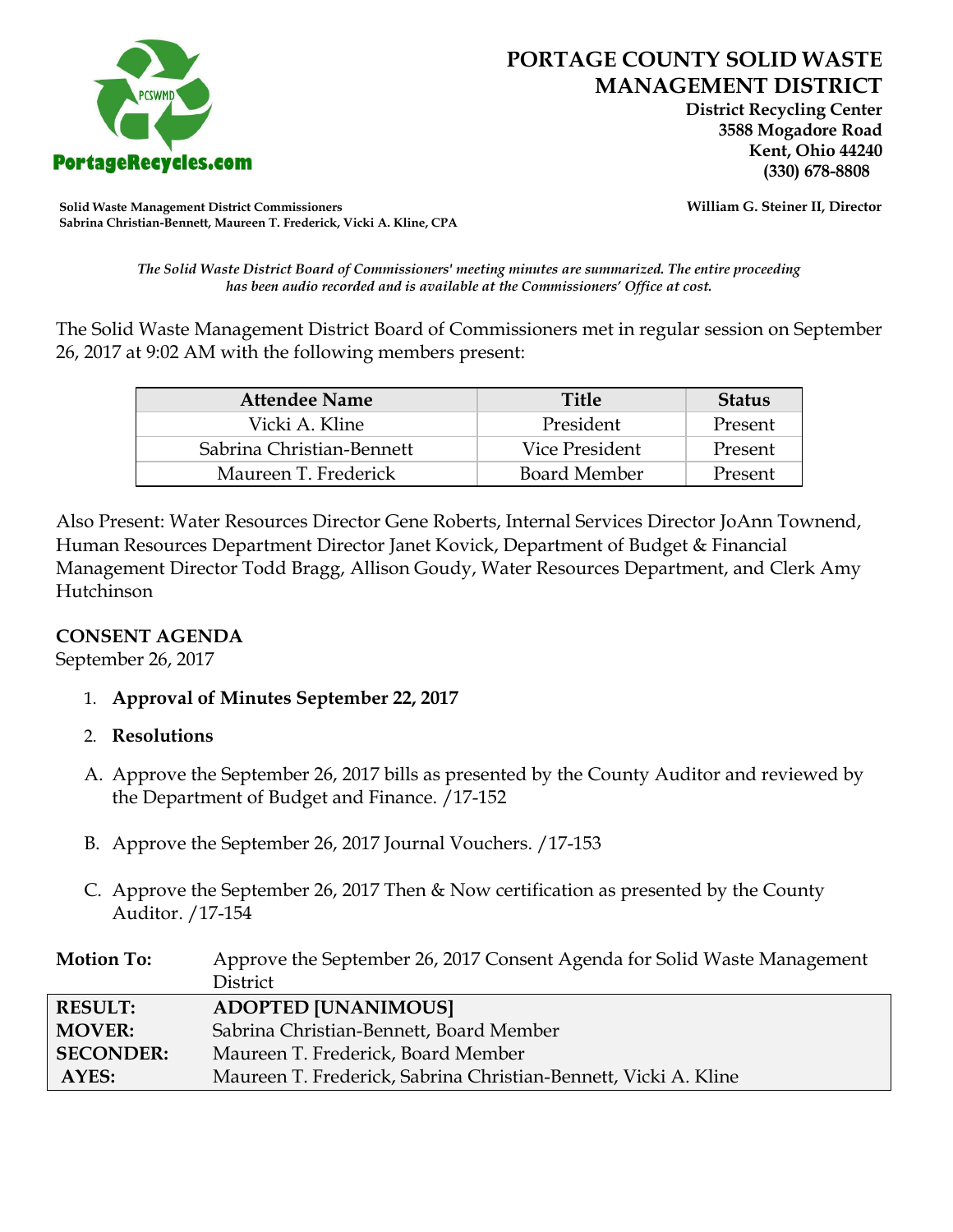PortageRecycles.com

# PORTAGE COUNTY SOLID WASTE MANAGEMENT DISTRICT

**District Recycling Center**
**3588 Mogadore Road**
**Kent, Ohio 44240**
**(330) 678-8808**

**Solid Waste Management District Commissioners**
**Sabrina Christian-Bennett, Maureen T. Frederick, Vicki A. Kline, CPA**

**William G. Steiner II, Director**

*The Solid Waste District Board of Commissioners' meeting minutes are summarized. The entire proceeding has been audio recorded and is available at the Commissioners' Office at cost.*

The Solid Waste Management District Board of Commissioners met in regular session on September 26, 2017 at 9:02 AM with the following members present:

| Attendee Name | Title | Status |
|---|---|---|
| Vicki A. Kline | President | Present |
| Sabrina Christian-Bennett | Vice President | Present |
| Maureen T. Frederick | Board Member | Present |

Also Present: Water Resources Director Gene Roberts, Internal Services Director JoAnn Townend, Human Resources Department Director Janet Kovick, Department of Budget & Financial Management Director Todd Bragg, Allison Goudy, Water Resources Department, and Clerk Amy Hutchinson

## CONSENT AGENDA

September 26, 2017

1. **Approval of Minutes September 22, 2017**
2. **Resolutions**

A. Approve the September 26, 2017 bills as presented by the County Auditor and reviewed by the Department of Budget and Finance. /17-152

B. Approve the September 26, 2017 Journal Vouchers. /17-153

C. Approve the September 26, 2017 Then & Now certification as presented by the County Auditor. /17-154

**Motion To:** Approve the September 26, 2017 Consent Agenda for Solid Waste Management District

| | |
|---|---|
| **RESULT:** | **ADOPTED [UNANIMOUS]** |
| **MOVER:** | Sabrina Christian-Bennett, Board Member |
| **SECONDER:** | Maureen T. Frederick, Board Member |
| **AYES:** | Maureen T. Frederick, Sabrina Christian-Bennett, Vicki A. Kline |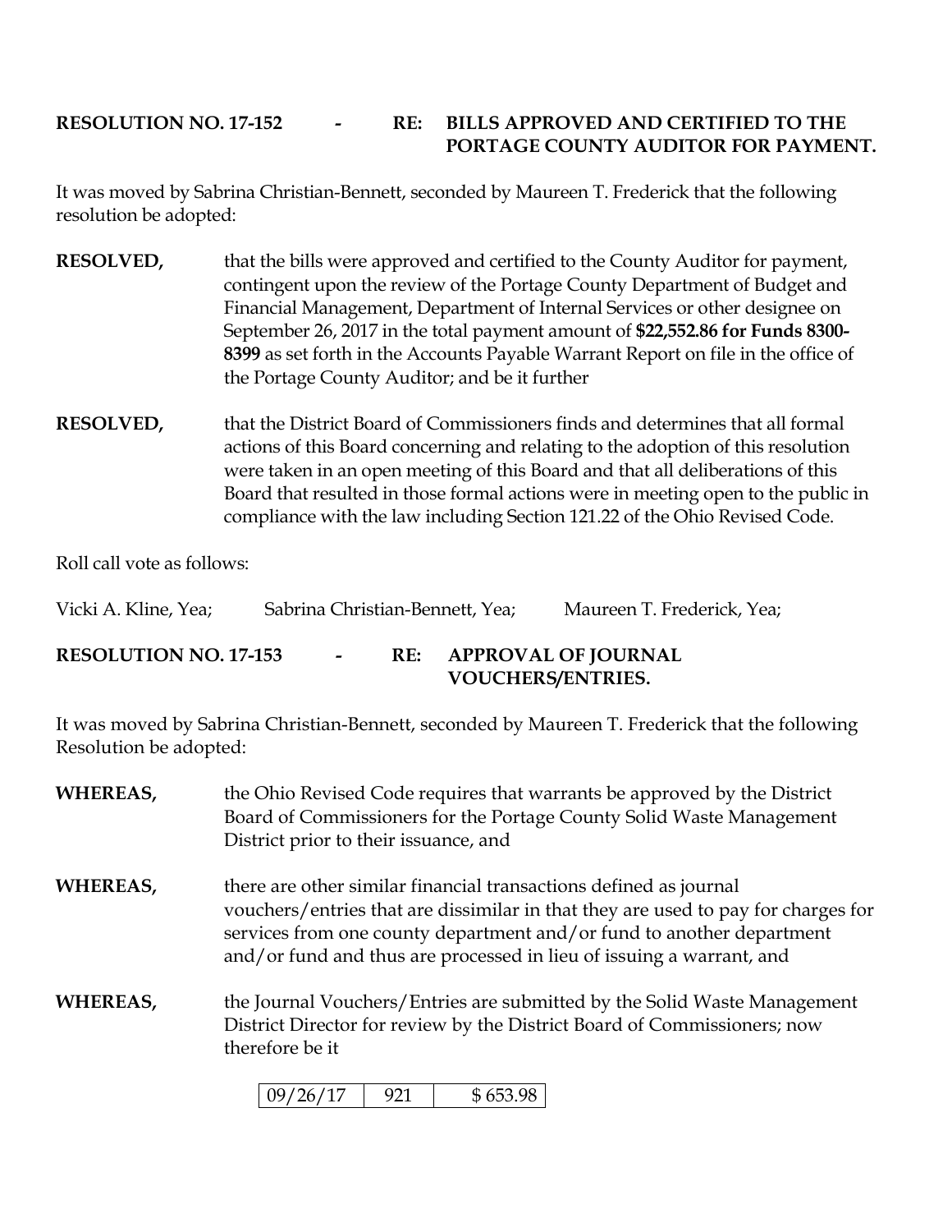**RESOLUTION NO. 17-152 - RE: BILLS APPROVED AND CERTIFIED TO THE PORTAGE COUNTY AUDITOR FOR PAYMENT.**

It was moved by Sabrina Christian-Bennett, seconded by Maureen T. Frederick that the following resolution be adopted:

**RESOLVED,** that the bills were approved and certified to the County Auditor for payment, contingent upon the review of the Portage County Department of Budget and Financial Management, Department of Internal Services or other designee on September 26, 2017 in the total payment amount of **$22,552.86 for Funds 8300-8399** as set forth in the Accounts Payable Warrant Report on file in the office of the Portage County Auditor; and be it further

**RESOLVED,** that the District Board of Commissioners finds and determines that all formal actions of this Board concerning and relating to the adoption of this resolution were taken in an open meeting of this Board and that all deliberations of this Board that resulted in those formal actions were in meeting open to the public in compliance with the law including Section 121.22 of the Ohio Revised Code.

Roll call vote as follows:

Vicki A. Kline, Yea; Sabrina Christian-Bennett, Yea; Maureen T. Frederick, Yea;

**RESOLUTION NO. 17-153 - RE: APPROVAL OF JOURNAL VOUCHERS/ENTRIES.**

It was moved by Sabrina Christian-Bennett, seconded by Maureen T. Frederick that the following Resolution be adopted:

**WHEREAS,** the Ohio Revised Code requires that warrants be approved by the District Board of Commissioners for the Portage County Solid Waste Management District prior to their issuance, and

**WHEREAS,** there are other similar financial transactions defined as journal vouchers/entries that are dissimilar in that they are used to pay for charges for services from one county department and/or fund to another department and/or fund and thus are processed in lieu of issuing a warrant, and

**WHEREAS,** the Journal Vouchers/Entries are submitted by the Solid Waste Management District Director for review by the District Board of Commissioners; now therefore be it

| | | |
|---|---|---|
| 09/26/17 | 921 | $ 653.98 |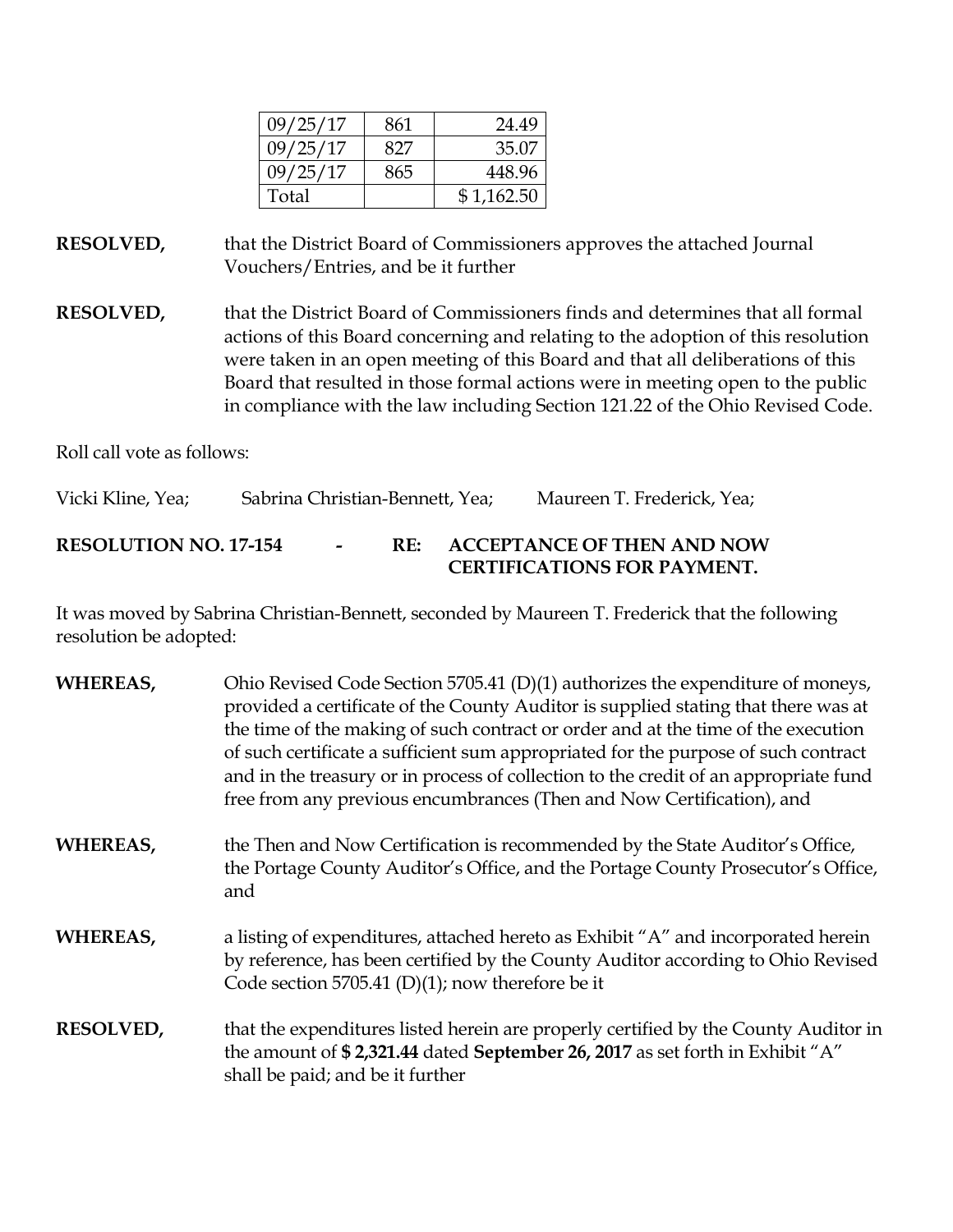| | | |
|---|---|---|
| 09/25/17 | 861 | 24.49 |
| 09/25/17 | 827 | 35.07 |
| 09/25/17 | 865 | 448.96 |
| Total | | $ 1,162.50 |

**RESOLVED,** that the District Board of Commissioners approves the attached Journal Vouchers/Entries, and be it further

**RESOLVED,** that the District Board of Commissioners finds and determines that all formal actions of this Board concerning and relating to the adoption of this resolution were taken in an open meeting of this Board and that all deliberations of this Board that resulted in those formal actions were in meeting open to the public in compliance with the law including Section 121.22 of the Ohio Revised Code.

Roll call vote as follows:

Vicki Kline, Yea; Sabrina Christian-Bennett, Yea; Maureen T. Frederick, Yea;

**RESOLUTION NO. 17-154 - RE: ACCEPTANCE OF THEN AND NOW CERTIFICATIONS FOR PAYMENT.**

It was moved by Sabrina Christian-Bennett, seconded by Maureen T. Frederick that the following resolution be adopted:

**WHEREAS,** Ohio Revised Code Section 5705.41 (D)(1) authorizes the expenditure of moneys, provided a certificate of the County Auditor is supplied stating that there was at the time of the making of such contract or order and at the time of the execution of such certificate a sufficient sum appropriated for the purpose of such contract and in the treasury or in process of collection to the credit of an appropriate fund free from any previous encumbrances (Then and Now Certification), and

**WHEREAS,** the Then and Now Certification is recommended by the State Auditor's Office, the Portage County Auditor's Office, and the Portage County Prosecutor's Office, and

**WHEREAS,** a listing of expenditures, attached hereto as Exhibit "A" and incorporated herein by reference, has been certified by the County Auditor according to Ohio Revised Code section 5705.41 (D)(1); now therefore be it

**RESOLVED,** that the expenditures listed herein are properly certified by the County Auditor in the amount of **$ 2,321.44** dated **September 26, 2017** as set forth in Exhibit "A" shall be paid; and be it further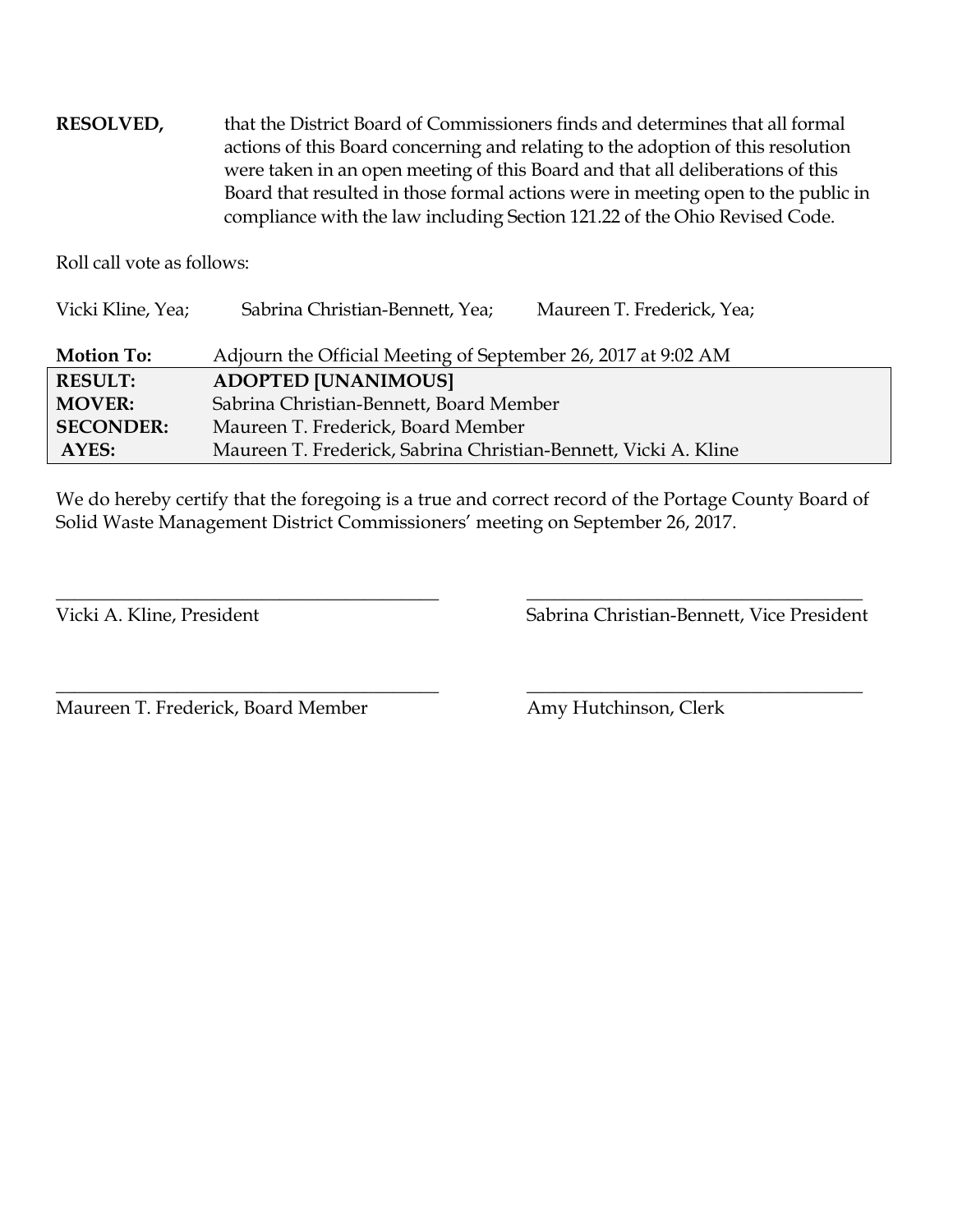**RESOLVED,** that the District Board of Commissioners finds and determines that all formal actions of this Board concerning and relating to the adoption of this resolution were taken in an open meeting of this Board and that all deliberations of this Board that resulted in those formal actions were in meeting open to the public in compliance with the law including Section 121.22 of the Ohio Revised Code.

Roll call vote as follows:

Vicki Kline, Yea; Sabrina Christian-Bennett, Yea; Maureen T. Frederick, Yea;

**Motion To:** Adjourn the Official Meeting of September 26, 2017 at 9:02 AM

| | |
|---|---|
| **RESULT:** | **ADOPTED [UNANIMOUS]** |
| **MOVER:** | Sabrina Christian-Bennett, Board Member |
| **SECONDER:** | Maureen T. Frederick, Board Member |
| **AYES:** | Maureen T. Frederick, Sabrina Christian-Bennett, Vicki A. Kline |

We do hereby certify that the foregoing is a true and correct record of the Portage County Board of Solid Waste Management District Commissioners' meeting on September 26, 2017.

\_\_\_\_\_\_\_\_\_\_\_\_\_\_\_\_\_\_\_\_\_\_\_\_\_\_\_\_\_\_\_\_\_\_\_\_\_\_\_\_
Vicki A. Kline, President

\_\_\_\_\_\_\_\_\_\_\_\_\_\_\_\_\_\_\_\_\_\_\_\_\_\_\_\_\_\_\_\_\_\_\_\_\_\_\_\_
Sabrina Christian-Bennett, Vice President

\_\_\_\_\_\_\_\_\_\_\_\_\_\_\_\_\_\_\_\_\_\_\_\_\_\_\_\_\_\_\_\_\_\_\_\_\_\_\_\_
Maureen T. Frederick, Board Member

\_\_\_\_\_\_\_\_\_\_\_\_\_\_\_\_\_\_\_\_\_\_\_\_\_\_\_\_\_\_\_\_\_\_\_\_\_\_\_\_
Amy Hutchinson, Clerk